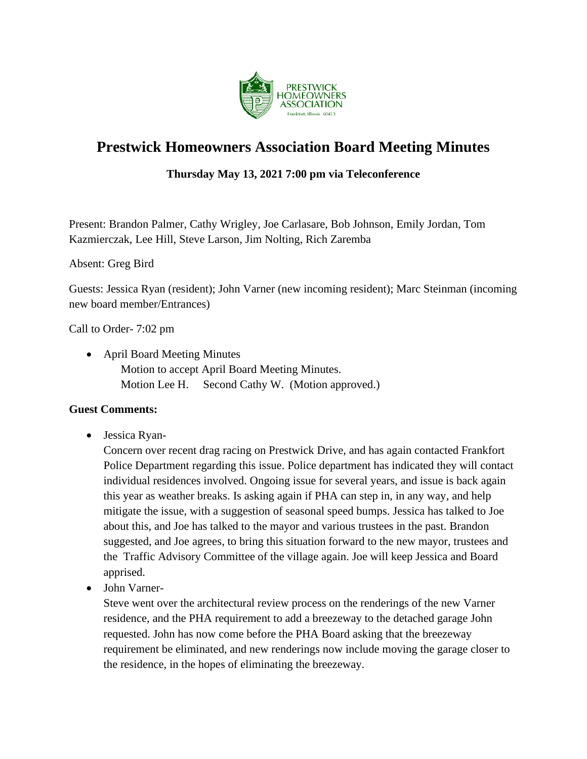PRESTWICK HOMEOWNERS ASSOCIATION
Frankfort, Illinois 60423

# Prestwick Homeowners Association Board Meeting Minutes

**Thursday May 13, 2021 7:00 pm via Teleconference**

Present: Brandon Palmer, Cathy Wrigley, Joe Carlasare, Bob Johnson, Emily Jordan, Tom Kazmierczak, Lee Hill, Steve Larson, Jim Nolting, Rich Zaremba

Absent: Greg Bird

Guests: Jessica Ryan (resident); John Varner (new incoming resident); Marc Steinman (incoming new board member/Entrances)

Call to Order- 7:02 pm

- April Board Meeting Minutes
  Motion to accept April Board Meeting Minutes.
  Motion Lee H. Second Cathy W. (Motion approved.)

**Guest Comments:**

- Jessica Ryan-
  Concern over recent drag racing on Prestwick Drive, and has again contacted Frankfort Police Department regarding this issue. Police department has indicated they will contact individual residences involved. Ongoing issue for several years, and issue is back again this year as weather breaks. Is asking again if PHA can step in, in any way, and help mitigate the issue, with a suggestion of seasonal speed bumps. Jessica has talked to Joe about this, and Joe has talked to the mayor and various trustees in the past. Brandon suggested, and Joe agrees, to bring this situation forward to the new mayor, trustees and the Traffic Advisory Committee of the village again. Joe will keep Jessica and Board apprised.
- John Varner-
  Steve went over the architectural review process on the renderings of the new Varner residence, and the PHA requirement to add a breezeway to the detached garage John requested. John has now come before the PHA Board asking that the breezeway requirement be eliminated, and new renderings now include moving the garage closer to the residence, in the hopes of eliminating the breezeway.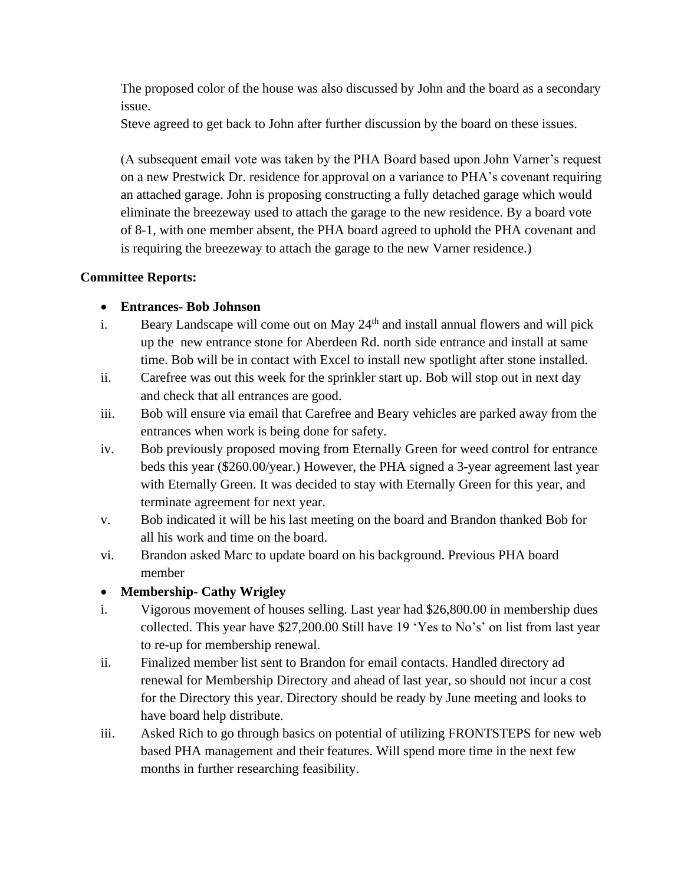The proposed color of the house was also discussed by John and the board as a secondary issue.

Steve agreed to get back to John after further discussion by the board on these issues.

(A subsequent email vote was taken by the PHA Board based upon John Varner's request on a new Prestwick Dr. residence for approval on a variance to PHA's covenant requiring an attached garage. John is proposing constructing a fully detached garage which would eliminate the breezeway used to attach the garage to the new residence. By a board vote of 8-1, with one member absent, the PHA board agreed to uphold the PHA covenant and is requiring the breezeway to attach the garage to the new Varner residence.)

**Committee Reports:**

- **Entrances- Bob Johnson**

i. Beary Landscape will come out on May 24th and install annual flowers and will pick up the new entrance stone for Aberdeen Rd. north side entrance and install at same time. Bob will be in contact with Excel to install new spotlight after stone installed.

ii. Carefree was out this week for the sprinkler start up. Bob will stop out in next day and check that all entrances are good.

iii. Bob will ensure via email that Carefree and Beary vehicles are parked away from the entrances when work is being done for safety.

iv. Bob previously proposed moving from Eternally Green for weed control for entrance beds this year ($260.00/year.) However, the PHA signed a 3-year agreement last year with Eternally Green. It was decided to stay with Eternally Green for this year, and terminate agreement for next year.

v. Bob indicated it will be his last meeting on the board and Brandon thanked Bob for all his work and time on the board.

vi. Brandon asked Marc to update board on his background. Previous PHA board member

- **Membership- Cathy Wrigley**

i. Vigorous movement of houses selling. Last year had $26,800.00 in membership dues collected. This year have $27,200.00 Still have 19 'Yes to No's' on list from last year to re-up for membership renewal.

ii. Finalized member list sent to Brandon for email contacts. Handled directory ad renewal for Membership Directory and ahead of last year, so should not incur a cost for the Directory this year. Directory should be ready by June meeting and looks to have board help distribute.

iii. Asked Rich to go through basics on potential of utilizing FRONTSTEPS for new web based PHA management and their features. Will spend more time in the next few months in further researching feasibility.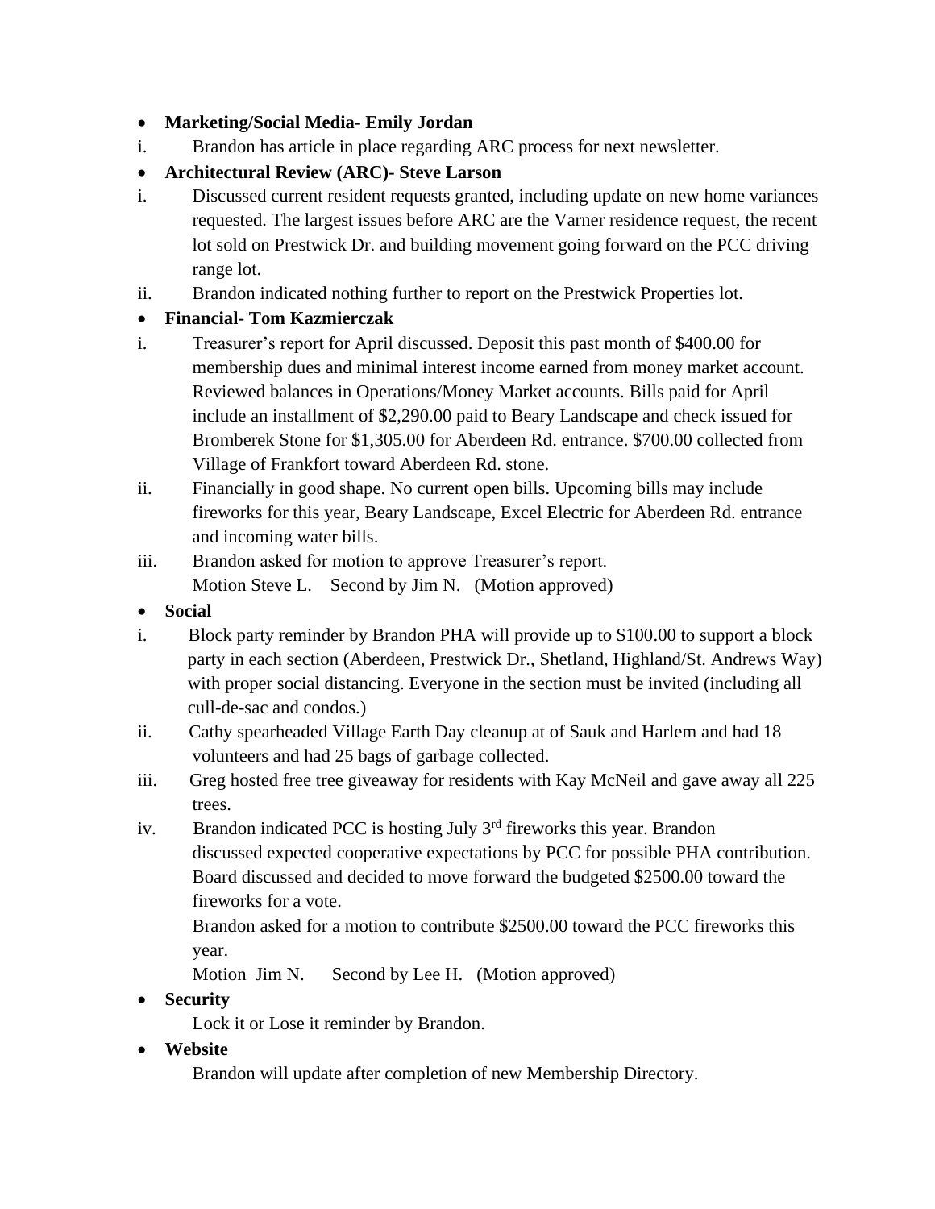- **Marketing/Social Media- Emily Jordan**

i. Brandon has article in place regarding ARC process for next newsletter.

- **Architectural Review (ARC)- Steve Larson**

i. Discussed current resident requests granted, including update on new home variances requested. The largest issues before ARC are the Varner residence request, the recent lot sold on Prestwick Dr. and building movement going forward on the PCC driving range lot.

ii. Brandon indicated nothing further to report on the Prestwick Properties lot.

- **Financial- Tom Kazmierczak**

i. Treasurer's report for April discussed. Deposit this past month of $400.00 for membership dues and minimal interest income earned from money market account. Reviewed balances in Operations/Money Market accounts. Bills paid for April include an installment of $2,290.00 paid to Beary Landscape and check issued for Bromberek Stone for $1,305.00 for Aberdeen Rd. entrance. $700.00 collected from Village of Frankfort toward Aberdeen Rd. stone.

ii. Financially in good shape. No current open bills. Upcoming bills may include fireworks for this year, Beary Landscape, Excel Electric for Aberdeen Rd. entrance and incoming water bills.

iii. Brandon asked for motion to approve Treasurer's report.
Motion Steve L. Second by Jim N. (Motion approved)

- **Social**

i. Block party reminder by Brandon PHA will provide up to $100.00 to support a block party in each section (Aberdeen, Prestwick Dr., Shetland, Highland/St. Andrews Way) with proper social distancing. Everyone in the section must be invited (including all cull-de-sac and condos.)

ii. Cathy spearheaded Village Earth Day cleanup at of Sauk and Harlem and had 18 volunteers and had 25 bags of garbage collected.

iii. Greg hosted free tree giveaway for residents with Kay McNeil and gave away all 225 trees.

iv. Brandon indicated PCC is hosting July 3rd fireworks this year. Brandon discussed expected cooperative expectations by PCC for possible PHA contribution. Board discussed and decided to move forward the budgeted $2500.00 toward the fireworks for a vote.
Brandon asked for a motion to contribute $2500.00 toward the PCC fireworks this year.
Motion Jim N. Second by Lee H. (Motion approved)

- **Security**

Lock it or Lose it reminder by Brandon.

- **Website**

Brandon will update after completion of new Membership Directory.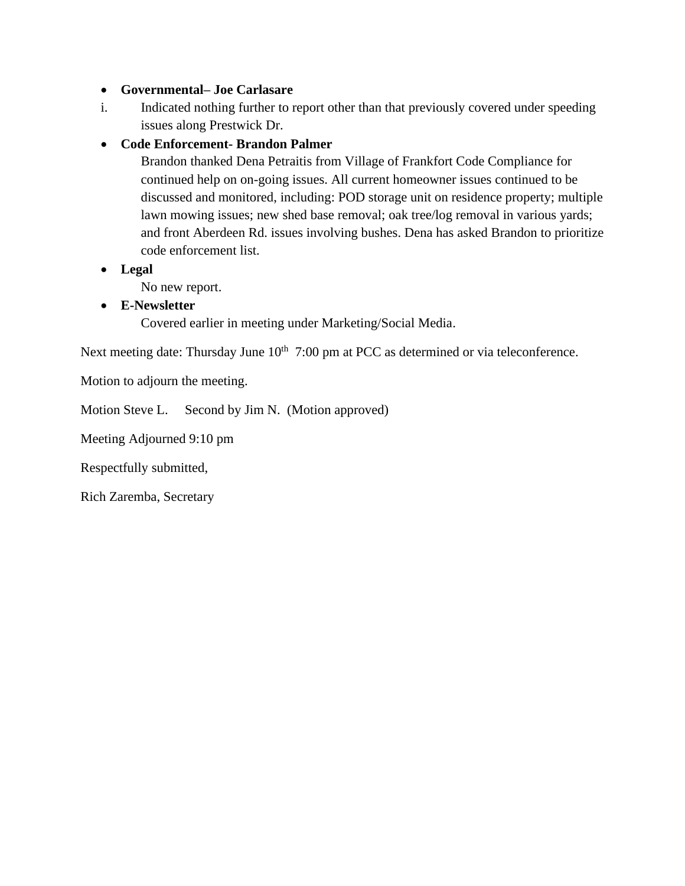- **Governmental– Joe Carlasare**

  i. Indicated nothing further to report other than that previously covered under speeding issues along Prestwick Dr.

- **Code Enforcement- Brandon Palmer**

  Brandon thanked Dena Petraitis from Village of Frankfort Code Compliance for continued help on on-going issues. All current homeowner issues continued to be discussed and monitored, including: POD storage unit on residence property; multiple lawn mowing issues; new shed base removal; oak tree/log removal in various yards; and front Aberdeen Rd. issues involving bushes. Dena has asked Brandon to prioritize code enforcement list.

- **Legal**

  No new report.

- **E-Newsletter**

  Covered earlier in meeting under Marketing/Social Media.

Next meeting date: Thursday June 10th 7:00 pm at PCC as determined or via teleconference.

Motion to adjourn the meeting.

Motion Steve L. Second by Jim N. (Motion approved)

Meeting Adjourned 9:10 pm

Respectfully submitted,

Rich Zaremba, Secretary